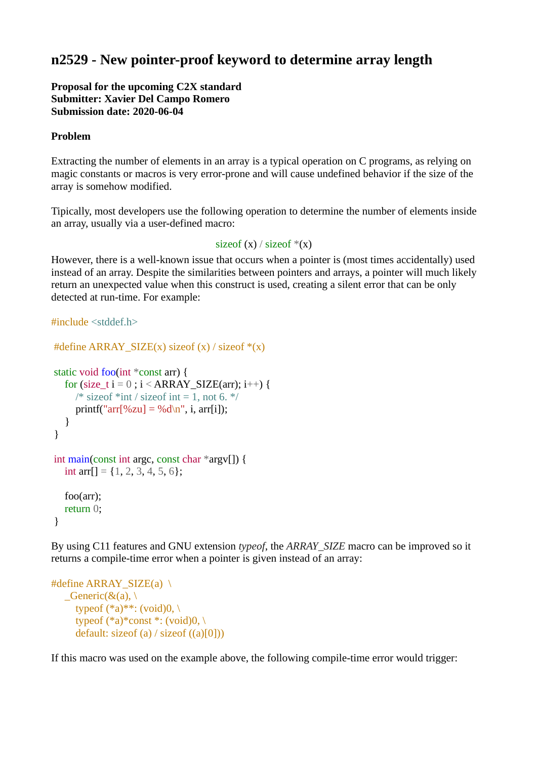# n2529 - New pointer-proof keyword to determine array length

**Proposal for the upcoming C2X standard**
**Submitter: Xavier Del Campo Romero**
**Submission date: 2020-06-04**

**Problem**

Extracting the number of elements in an array is a typical operation on C programs, as relying on magic constants or macros is very error-prone and will cause undefined behavior if the size of the array is somehow modified.

Tipically, most developers use the following operation to determine the number of elements inside an array, usually via a user-defined macro:

```
sizeof (x) / sizeof *(x)
```

However, there is a well-known issue that occurs when a pointer is (most times accidentally) used instead of an array. Despite the similarities between pointers and arrays, a pointer will much likely return an unexpected value when this construct is used, creating a silent error that can be only detected at run-time. For example:

```
#include <stddef.h>

 #define ARRAY_SIZE(x) sizeof (x) / sizeof *(x)

 static void foo(int *const arr) {
     for (size_t i = 0 ; i < ARRAY_SIZE(arr); i++) {
         /* sizeof *int / sizeof int = 1, not 6. */
         printf("arr[%zu] = %d\n", i, arr[i]);
     }
 }

 int main(const int argc, const char *argv[]) {
     int arr[] = {1, 2, 3, 4, 5, 6};

     foo(arr);
     return 0;
 }
```

By using C11 features and GNU extension *typeof*, the *ARRAY_SIZE* macro can be improved so it returns a compile-time error when a pointer is given instead of an array:

```
#define ARRAY_SIZE(a)  \
    _Generic(&(a), \
        typeof (*a)**: (void)0, \
        typeof (*a)*const *: (void)0, \
        default: sizeof (a) / sizeof ((a)[0]))
```

If this macro was used on the example above, the following compile-time error would trigger: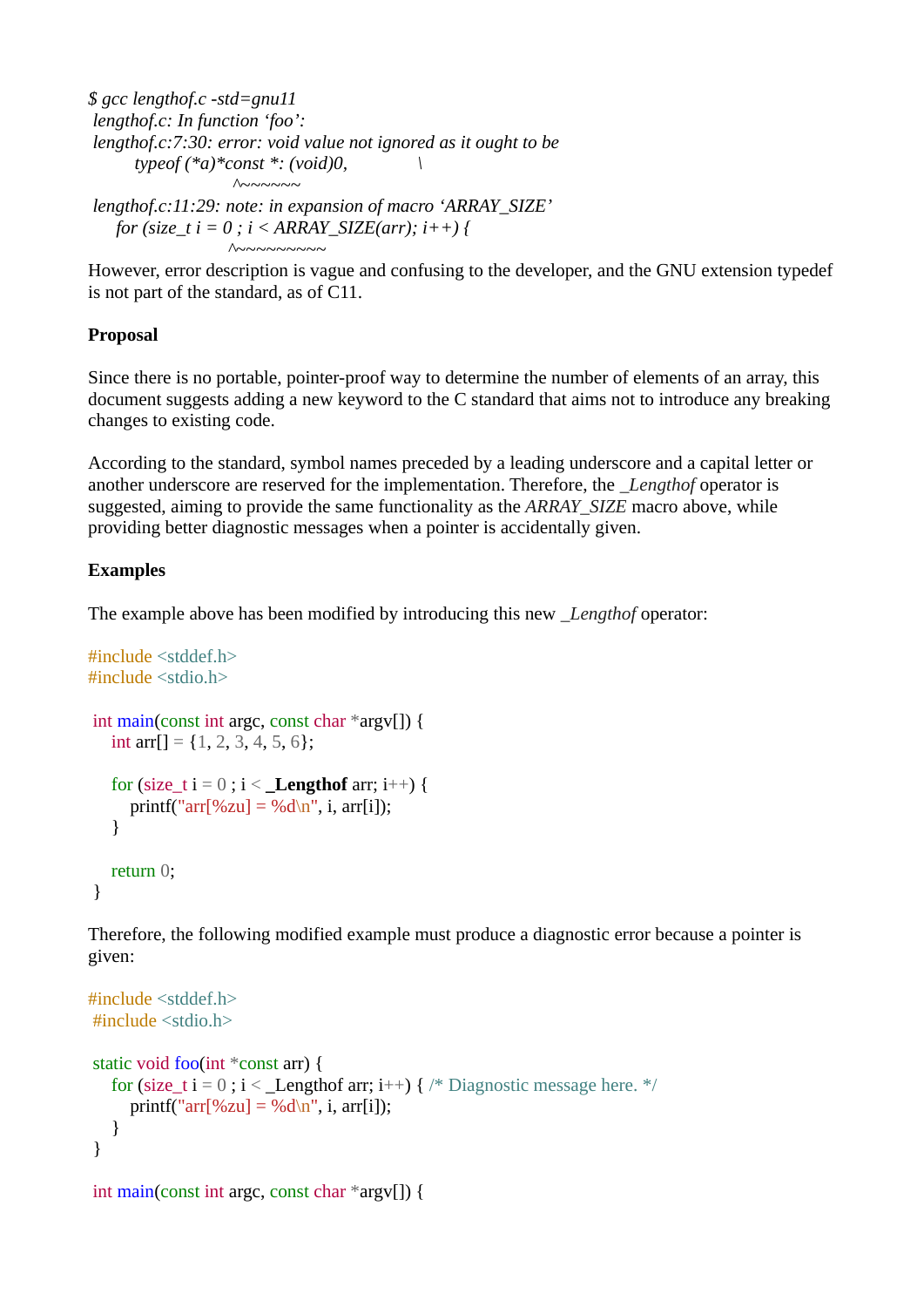```
$ gcc lengthof.c -std=gnu11
 lengthof.c: In function 'foo':
 lengthof.c:7:30: error: void value not ignored as it ought to be
          typeof (*a)*const *: (void)0,              \
                               ^~~~~~~
 lengthof.c:11:29: note: in expansion of macro 'ARRAY_SIZE'
      for (size_t i = 0 ; i < ARRAY_SIZE(arr); i++) {
                              ^~~~~~~~~~
```

However, error description is vague and confusing to the developer, and the GNU extension typedef is not part of the standard, as of C11.

**Proposal**

Since there is no portable, pointer-proof way to determine the number of elements of an array, this document suggests adding a new keyword to the C standard that aims not to introduce any breaking changes to existing code.

According to the standard, symbol names preceded by a leading underscore and a capital letter or another underscore are reserved for the implementation. Therefore, the *_Lengthof* operator is suggested, aiming to provide the same functionality as the *ARRAY_SIZE* macro above, while providing better diagnostic messages when a pointer is accidentally given.

**Examples**

The example above has been modified by introducing this new *_Lengthof* operator:

```c
#include <stddef.h>
#include <stdio.h>

 int main(const int argc, const char *argv[]) {
     int arr[] = {1, 2, 3, 4, 5, 6};

     for (size_t i = 0 ; i < _Lengthof arr; i++) {
         printf("arr[%zu] = %d\n", i, arr[i]);
     }

     return 0;
 }
```

Therefore, the following modified example must produce a diagnostic error because a pointer is given:

```c
#include <stddef.h>
 #include <stdio.h>

 static void foo(int *const arr) {
     for (size_t i = 0 ; i < _Lengthof arr; i++) { /* Diagnostic message here. */
         printf("arr[%zu] = %d\n", i, arr[i]);
     }
 }

 int main(const int argc, const char *argv[]) {
```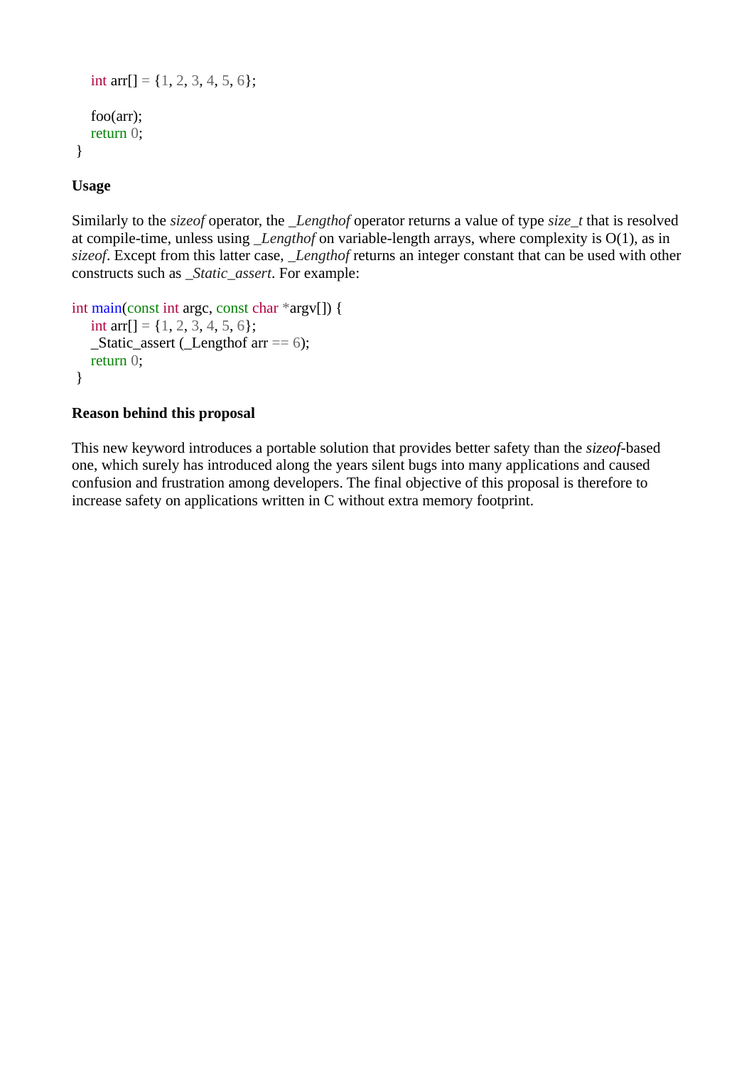```
    int arr[] = {1, 2, 3, 4, 5, 6};

    foo(arr);
    return 0;
}
```

**Usage**

Similarly to the *sizeof* operator, the *_Lengthof* operator returns a value of type *size_t* that is resolved at compile-time, unless using *_Lengthof* on variable-length arrays, where complexity is O(1), as in *sizeof*. Except from this latter case, *_Lengthof* returns an integer constant that can be used with other constructs such as *_Static_assert*. For example:

```
int main(const int argc, const char *argv[]) {
    int arr[] = {1, 2, 3, 4, 5, 6};
    _Static_assert (_Lengthof arr == 6);
    return 0;
}
```

**Reason behind this proposal**

This new keyword introduces a portable solution that provides better safety than the *sizeof*-based one, which surely has introduced along the years silent bugs into many applications and caused confusion and frustration among developers. The final objective of this proposal is therefore to increase safety on applications written in C without extra memory footprint.